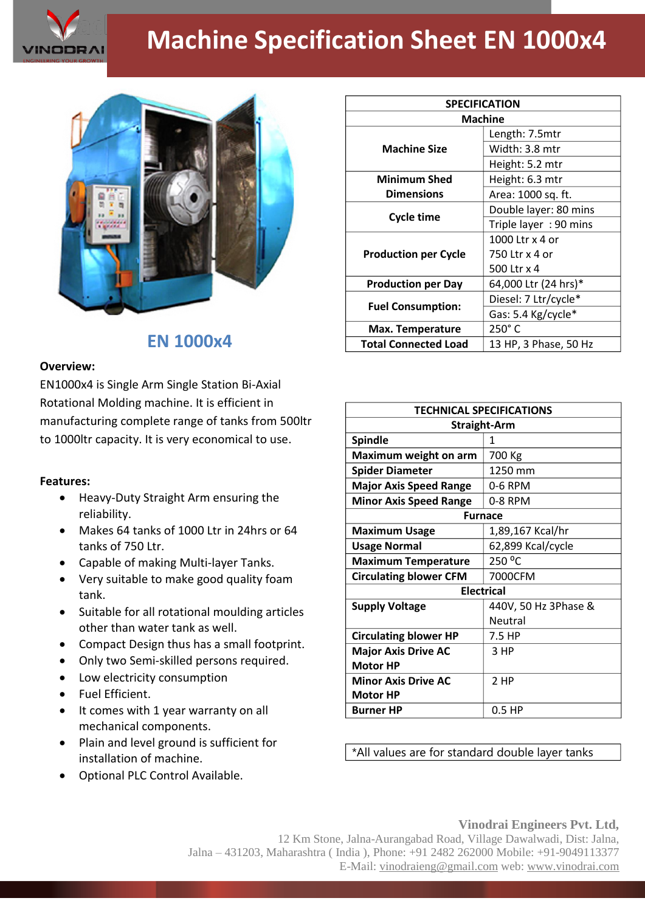# Machine Specification Sheet EN 1000x4

## EN 1000x4

**Overview:**

EN1000x4 is Single Arm Single Station Bi-Axial Rotational Molding machine. It is efficient in manufacturing complete range of tanks from 500ltr to 1000ltr capacity. It is very economical to use.

**Features:**

- Heavy-Duty Straight Arm ensuring the reliability.
- Makes 64 tanks of 1000 Ltr in 24hrs or 64 tanks of 750 Ltr.
- Capable of making Multi-layer Tanks.
- Very suitable to make good quality foam tank.
- Suitable for all rotational moulding articles other than water tank as well.
- Compact Design thus has a small footprint.
- Only two Semi-skilled persons required.
- Low electricity consumption
- Fuel Efficient.
- It comes with 1 year warranty on all mechanical components.
- Plain and level ground is sufficient for installation of machine.
- Optional PLC Control Available.

| SPECIFICATION | |
|---|---|
| **Machine** | |
| **Machine Size** | Length: 7.5mtr |
| | Width: 3.8 mtr |
| | Height: 5.2 mtr |
| **Minimum Shed Dimensions** | Height: 6.3 mtr |
| | Area: 1000 sq. ft. |
| **Cycle time** | Double layer: 80 mins |
| | Triple layer : 90 mins |
| **Production per Cycle** | 1000 Ltr x 4 or 750 Ltr x 4 or 500 Ltr x 4 |
| **Production per Day** | 64,000 Ltr (24 hrs)* |
| **Fuel Consumption:** | Diesel: 7 Ltr/cycle* |
| | Gas: 5.4 Kg/cycle* |
| **Max. Temperature** | 250° C |
| **Total Connected Load** | 13 HP, 3 Phase, 50 Hz |

| TECHNICAL SPECIFICATIONS | |
|---|---|
| **Straight-Arm** | |
| **Spindle** | 1 |
| **Maximum weight on arm** | 700 Kg |
| **Spider Diameter** | 1250 mm |
| **Major Axis Speed Range** | 0-6 RPM |
| **Minor Axis Speed Range** | 0-8 RPM |
| **Furnace** | |
| **Maximum Usage** | 1,89,167 Kcal/hr |
| **Usage Normal** | 62,899 Kcal/cycle |
| **Maximum Temperature** | 250 °C |
| **Circulating blower CFM** | 7000CFM |
| **Electrical** | |
| **Supply Voltage** | 440V, 50 Hz 3Phase & Neutral |
| **Circulating blower HP** | 7.5 HP |
| **Major Axis Drive AC Motor HP** | 3 HP |
| **Minor Axis Drive AC Motor HP** | 2 HP |
| **Burner HP** | 0.5 HP |

*All values are for standard double layer tanks

**Vinodrai Engineers Pvt. Ltd,**
12 Km Stone, Jalna-Aurangabad Road, Village Dawalwadi, Dist: Jalna,
Jalna – 431203, Maharashtra ( India ), Phone: +91 2482 262000 Mobile: +91-9049113377
E-Mail: vinodraieng@gmail.com web: www.vinodrai.com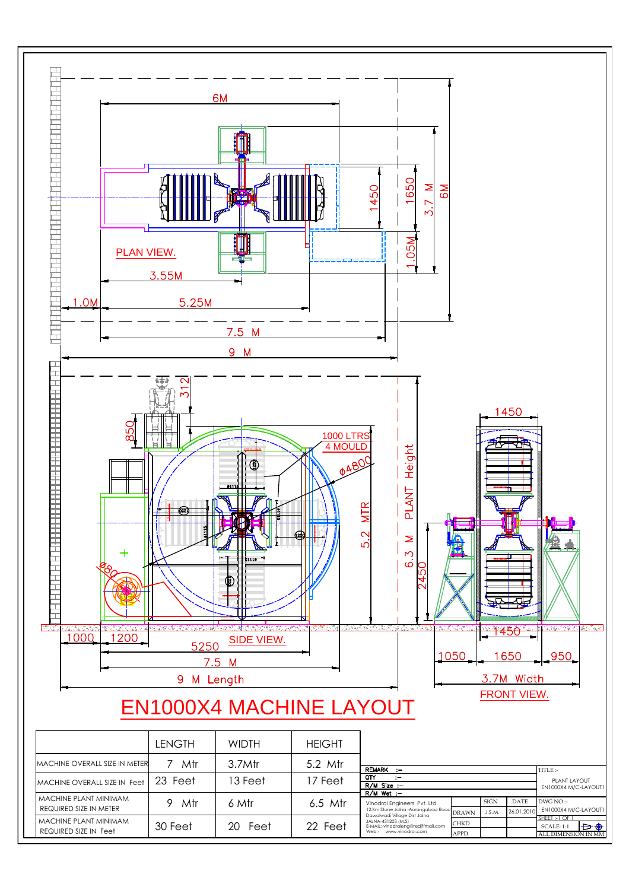# EN1000X4 MACHINE LAYOUT

PLAN VIEW.

6M
1450
1650
3.7 M
6M
1.05M
3.55M
1.0M
5.25M
7.5 M
9 M

SIDE VIEW.

312
850
1000 LTRS
4 MOULD
ø4800
5.2 MTR
6.3 M PLANT Height
2450
ø80
1000
1200
5250
7.5 M
9 M Length

FRONT VIEW.

1450
1450
1050
1650
950
3.7M Width

| | LENGTH | WIDTH | HEIGHT |
|---|---|---|---|
| MACHINE OVERALL SIZE IN METER | 7 Mtr | 3.7Mtr | 5.2 Mtr |
| MACHINE OVERALL SIZE IN Feet | 23 Feet | 13 Feet | 17 Feet |
| MACHINE PLANT MINIMAM REQUIRED SIZE IN METER | 9 Mtr | 6 Mtr | 6.5 Mtr |
| MACHINE PLANT MINIMAM REQUIRED SIZE IN Feet | 30 Feet | 20 Feet | 22 Feet |

REMARK :–
QTY :–
R/M Size :–
R/M Wet :–

Vinodrai Engineers Pvt. Ltd.
12.Km Stone Jalna -Aurangabad Road
Dawalwadi Village Dist Jalna
JALNA-431203 (M.S)
E-MAIL:-vinodraieng@rediffmail.com
Web:- www.vinodrai.com

| | SIGN | DATE |
|---|---|---|
| DRAWN | J.S.M. | 26.01.2010 |
| CHKD | | |
| APPD | | |

TITLE :- PLANT LAYOUT EN1000X4 M/C-LAYOUT1
DWG NO :- EN1000X4 M/C-LAYOUT1
SHEET :-1 OF 1
SCALE: 1:1
ALL DIMENSION IN MM